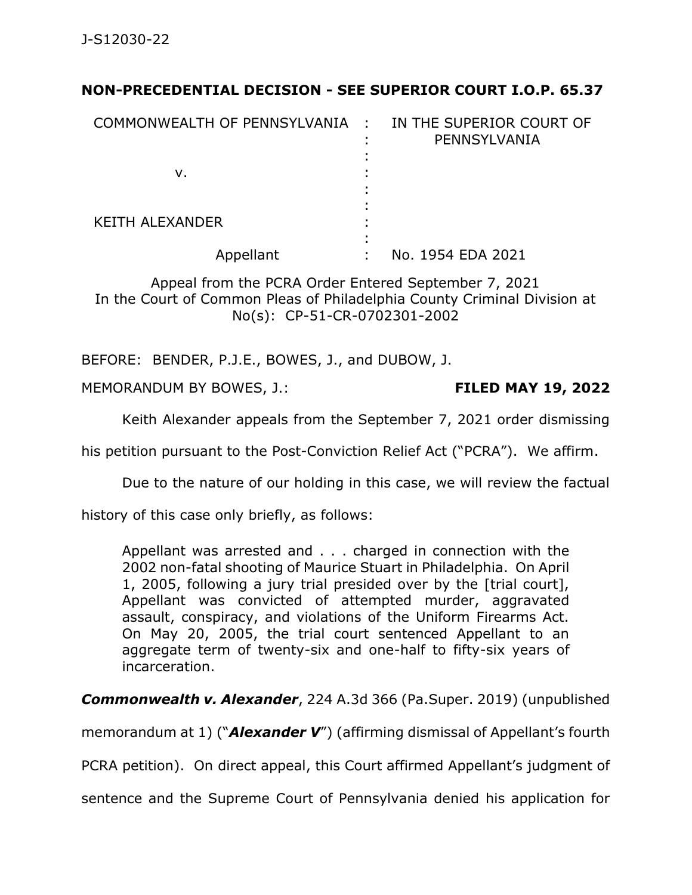J-S12030-22

**NON-PRECEDENTIAL DECISION - SEE SUPERIOR COURT I.O.P. 65.37**

| | | |
|---|---|---|
| COMMONWEALTH OF PENNSYLVANIA | : | IN THE SUPERIOR COURT OF PENNSYLVANIA |
| | : | |
| v. | : | |
| | : | |
| KEITH ALEXANDER | : | |
| | : | |
| Appellant | : | No. 1954 EDA 2021 |

Appeal from the PCRA Order Entered September 7, 2021
In the Court of Common Pleas of Philadelphia County Criminal Division at No(s): CP-51-CR-0702301-2002

BEFORE: BENDER, P.J.E., BOWES, J., and DUBOW, J.

MEMORANDUM BY BOWES, J.: **FILED MAY 19, 2022**

Keith Alexander appeals from the September 7, 2021 order dismissing his petition pursuant to the Post-Conviction Relief Act ("PCRA"). We affirm.

Due to the nature of our holding in this case, we will review the factual history of this case only briefly, as follows:

> Appellant was arrested and . . . charged in connection with the 2002 non-fatal shooting of Maurice Stuart in Philadelphia. On April 1, 2005, following a jury trial presided over by the [trial court], Appellant was convicted of attempted murder, aggravated assault, conspiracy, and violations of the Uniform Firearms Act. On May 20, 2005, the trial court sentenced Appellant to an aggregate term of twenty-six and one-half to fifty-six years of incarceration.

***Commonwealth v. Alexander***, 224 A.3d 366 (Pa.Super. 2019) (unpublished memorandum at 1) ("***Alexander V***") (affirming dismissal of Appellant's fourth PCRA petition). On direct appeal, this Court affirmed Appellant's judgment of sentence and the Supreme Court of Pennsylvania denied his application for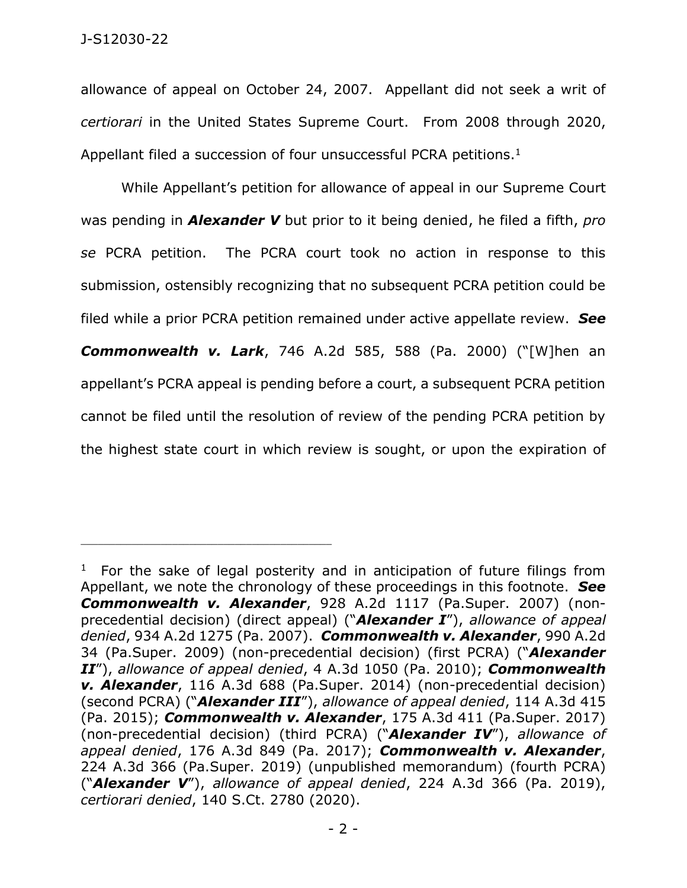allowance of appeal on October 24, 2007. Appellant did not seek a writ of *certiorari* in the United States Supreme Court. From 2008 through 2020, Appellant filed a succession of four unsuccessful PCRA petitions.[1]

While Appellant's petition for allowance of appeal in our Supreme Court was pending in ***Alexander V*** but prior to it being denied, he filed a fifth, *pro se* PCRA petition. The PCRA court took no action in response to this submission, ostensibly recognizing that no subsequent PCRA petition could be filed while a prior PCRA petition remained under active appellate review. ***See Commonwealth v. Lark***, 746 A.2d 585, 588 (Pa. 2000) ("[W]hen an appellant's PCRA appeal is pending before a court, a subsequent PCRA petition cannot be filed until the resolution of review of the pending PCRA petition by the highest state court in which review is sought, or upon the expiration of

---

[1] For the sake of legal posterity and in anticipation of future filings from Appellant, we note the chronology of these proceedings in this footnote. ***See Commonwealth v. Alexander***, 928 A.2d 1117 (Pa.Super. 2007) (non-precedential decision) (direct appeal) ("***Alexander I***"), *allowance of appeal denied*, 934 A.2d 1275 (Pa. 2007). ***Commonwealth v. Alexander***, 990 A.2d 34 (Pa.Super. 2009) (non-precedential decision) (first PCRA) ("***Alexander II***"), *allowance of appeal denied*, 4 A.3d 1050 (Pa. 2010); ***Commonwealth v. Alexander***, 116 A.3d 688 (Pa.Super. 2014) (non-precedential decision) (second PCRA) ("***Alexander III***"), *allowance of appeal denied*, 114 A.3d 415 (Pa. 2015); ***Commonwealth v. Alexander***, 175 A.3d 411 (Pa.Super. 2017) (non-precedential decision) (third PCRA) ("***Alexander IV***"), *allowance of appeal denied*, 176 A.3d 849 (Pa. 2017); ***Commonwealth v. Alexander***, 224 A.3d 366 (Pa.Super. 2019) (unpublished memorandum) (fourth PCRA) ("***Alexander V***"), *allowance of appeal denied*, 224 A.3d 366 (Pa. 2019), *certiorari denied*, 140 S.Ct. 2780 (2020).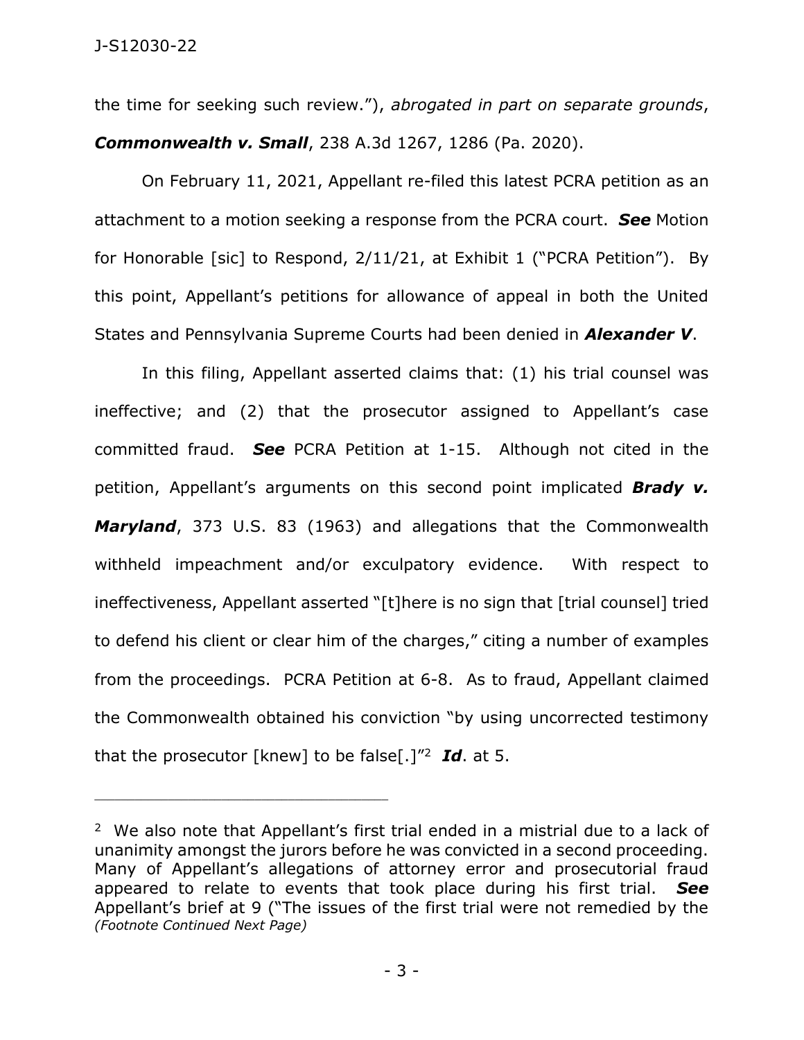the time for seeking such review."), *abrogated in part on separate grounds*, ***Commonwealth v. Small***, 238 A.3d 1267, 1286 (Pa. 2020).

On February 11, 2021, Appellant re-filed this latest PCRA petition as an attachment to a motion seeking a response from the PCRA court. ***See*** Motion for Honorable [sic] to Respond, 2/11/21, at Exhibit 1 ("PCRA Petition"). By this point, Appellant's petitions for allowance of appeal in both the United States and Pennsylvania Supreme Courts had been denied in ***Alexander V***.

In this filing, Appellant asserted claims that: (1) his trial counsel was ineffective; and (2) that the prosecutor assigned to Appellant's case committed fraud. ***See*** PCRA Petition at 1-15. Although not cited in the petition, Appellant's arguments on this second point implicated ***Brady v. Maryland***, 373 U.S. 83 (1963) and allegations that the Commonwealth withheld impeachment and/or exculpatory evidence. With respect to ineffectiveness, Appellant asserted "[t]here is no sign that [trial counsel] tried to defend his client or clear him of the charges," citing a number of examples from the proceedings. PCRA Petition at 6-8. As to fraud, Appellant claimed the Commonwealth obtained his conviction "by using uncorrected testimony that the prosecutor [knew] to be false[.]"[2] ***Id***. at 5.

---

[2] We also note that Appellant's first trial ended in a mistrial due to a lack of unanimity amongst the jurors before he was convicted in a second proceeding. Many of Appellant's allegations of attorney error and prosecutorial fraud appeared to relate to events that took place during his first trial. ***See*** Appellant's brief at 9 ("The issues of the first trial were not remedied by the *(Footnote Continued Next Page)*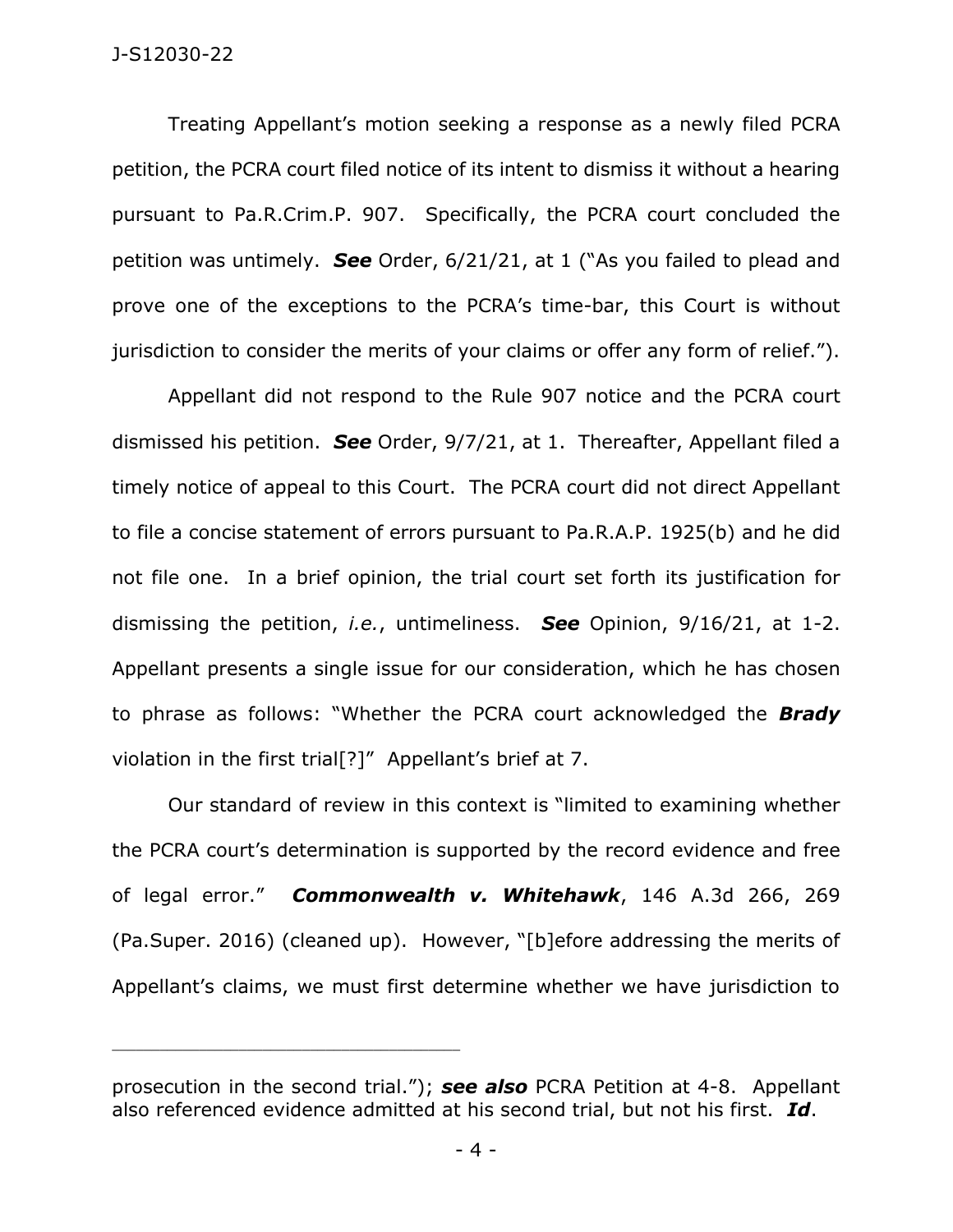Treating Appellant's motion seeking a response as a newly filed PCRA petition, the PCRA court filed notice of its intent to dismiss it without a hearing pursuant to Pa.R.Crim.P. 907. Specifically, the PCRA court concluded the petition was untimely. ***See*** Order, 6/21/21, at 1 ("As you failed to plead and prove one of the exceptions to the PCRA's time-bar, this Court is without jurisdiction to consider the merits of your claims or offer any form of relief.").

Appellant did not respond to the Rule 907 notice and the PCRA court dismissed his petition. ***See*** Order, 9/7/21, at 1. Thereafter, Appellant filed a timely notice of appeal to this Court. The PCRA court did not direct Appellant to file a concise statement of errors pursuant to Pa.R.A.P. 1925(b) and he did not file one. In a brief opinion, the trial court set forth its justification for dismissing the petition, *i.e.*, untimeliness. ***See*** Opinion, 9/16/21, at 1-2. Appellant presents a single issue for our consideration, which he has chosen to phrase as follows: "Whether the PCRA court acknowledged the ***Brady*** violation in the first trial[?]" Appellant's brief at 7.

Our standard of review in this context is "limited to examining whether the PCRA court's determination is supported by the record evidence and free of legal error." ***Commonwealth v. Whitehawk***, 146 A.3d 266, 269 (Pa.Super. 2016) (cleaned up). However, "[b]efore addressing the merits of Appellant's claims, we must first determine whether we have jurisdiction to

---

prosecution in the second trial."); ***see also*** PCRA Petition at 4-8. Appellant also referenced evidence admitted at his second trial, but not his first. ***Id***.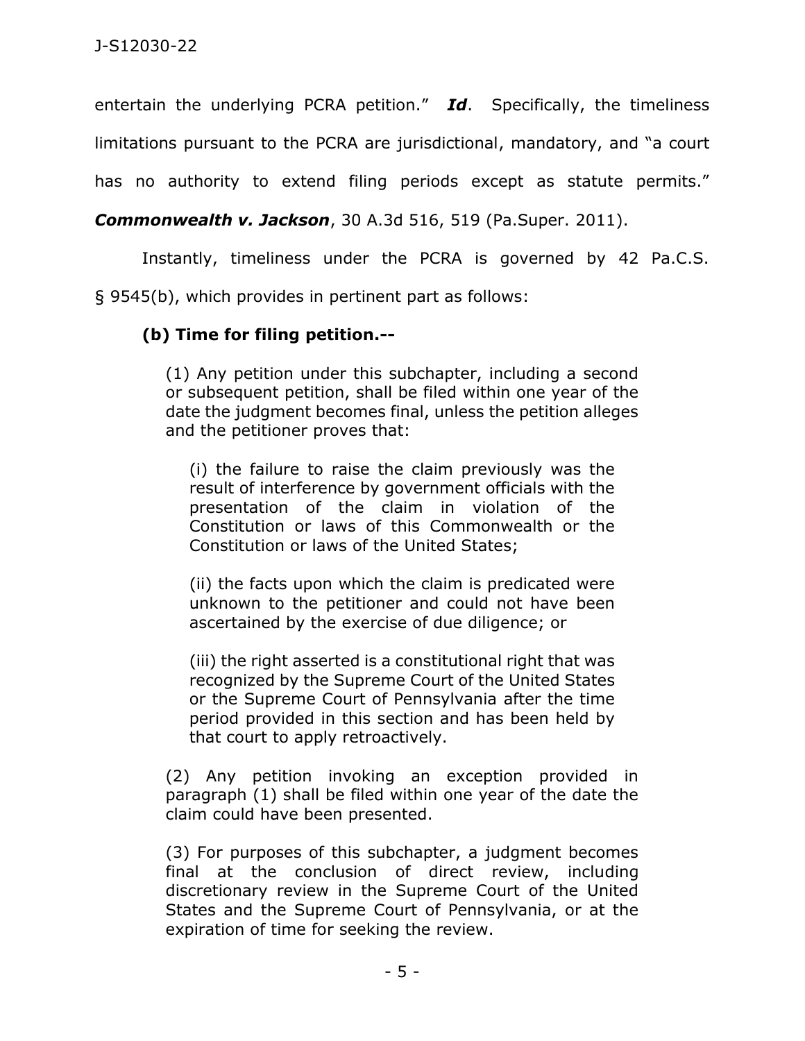entertain the underlying PCRA petition." ***Id***. Specifically, the timeliness limitations pursuant to the PCRA are jurisdictional, mandatory, and "a court has no authority to extend filing periods except as statute permits." ***Commonwealth v. Jackson***, 30 A.3d 516, 519 (Pa.Super. 2011).

Instantly, timeliness under the PCRA is governed by 42 Pa.C.S. § 9545(b), which provides in pertinent part as follows:

> **(b) Time for filing petition.--**
>
> (1) Any petition under this subchapter, including a second or subsequent petition, shall be filed within one year of the date the judgment becomes final, unless the petition alleges and the petitioner proves that:
>
> > (i) the failure to raise the claim previously was the result of interference by government officials with the presentation of the claim in violation of the Constitution or laws of this Commonwealth or the Constitution or laws of the United States;
> >
> > (ii) the facts upon which the claim is predicated were unknown to the petitioner and could not have been ascertained by the exercise of due diligence; or
> >
> > (iii) the right asserted is a constitutional right that was recognized by the Supreme Court of the United States or the Supreme Court of Pennsylvania after the time period provided in this section and has been held by that court to apply retroactively.
>
> (2) Any petition invoking an exception provided in paragraph (1) shall be filed within one year of the date the claim could have been presented.
>
> (3) For purposes of this subchapter, a judgment becomes final at the conclusion of direct review, including discretionary review in the Supreme Court of the United States and the Supreme Court of Pennsylvania, or at the expiration of time for seeking the review.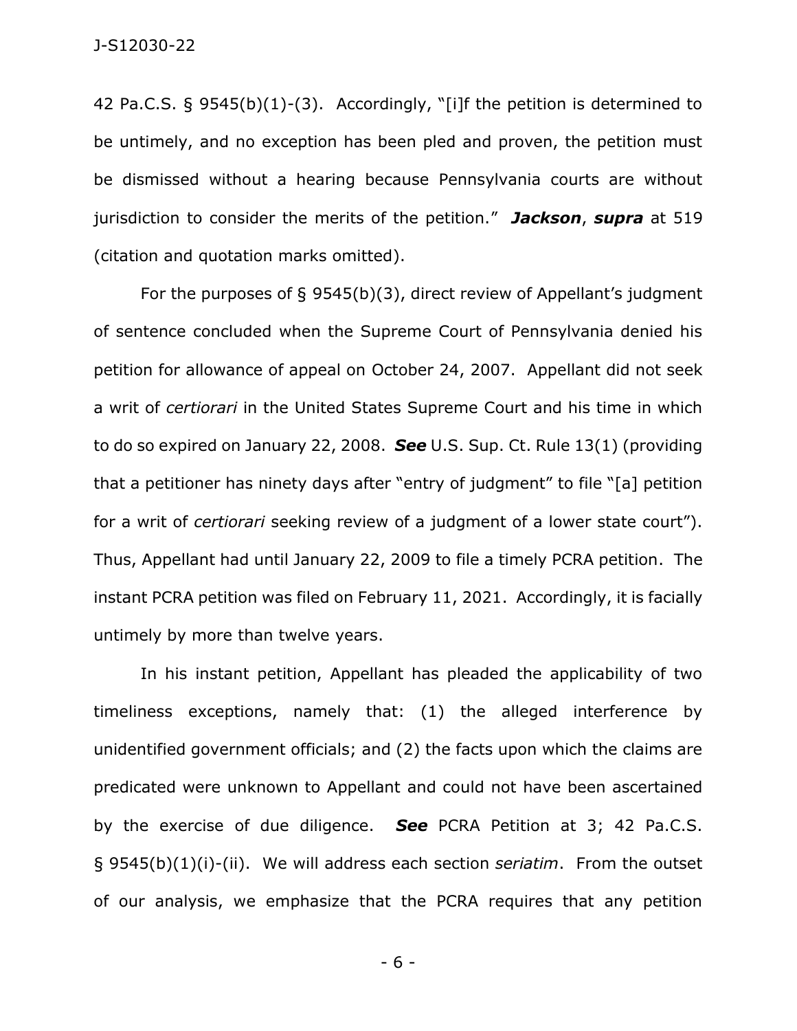42 Pa.C.S. § 9545(b)(1)-(3). Accordingly, "[i]f the petition is determined to be untimely, and no exception has been pled and proven, the petition must be dismissed without a hearing because Pennsylvania courts are without jurisdiction to consider the merits of the petition." ***Jackson***, ***supra*** at 519 (citation and quotation marks omitted).

For the purposes of § 9545(b)(3), direct review of Appellant's judgment of sentence concluded when the Supreme Court of Pennsylvania denied his petition for allowance of appeal on October 24, 2007. Appellant did not seek a writ of *certiorari* in the United States Supreme Court and his time in which to do so expired on January 22, 2008. ***See*** U.S. Sup. Ct. Rule 13(1) (providing that a petitioner has ninety days after "entry of judgment" to file "[a] petition for a writ of *certiorari* seeking review of a judgment of a lower state court"). Thus, Appellant had until January 22, 2009 to file a timely PCRA petition. The instant PCRA petition was filed on February 11, 2021. Accordingly, it is facially untimely by more than twelve years.

In his instant petition, Appellant has pleaded the applicability of two timeliness exceptions, namely that: (1) the alleged interference by unidentified government officials; and (2) the facts upon which the claims are predicated were unknown to Appellant and could not have been ascertained by the exercise of due diligence. ***See*** PCRA Petition at 3; 42 Pa.C.S. § 9545(b)(1)(i)-(ii). We will address each section *seriatim*. From the outset of our analysis, we emphasize that the PCRA requires that any petition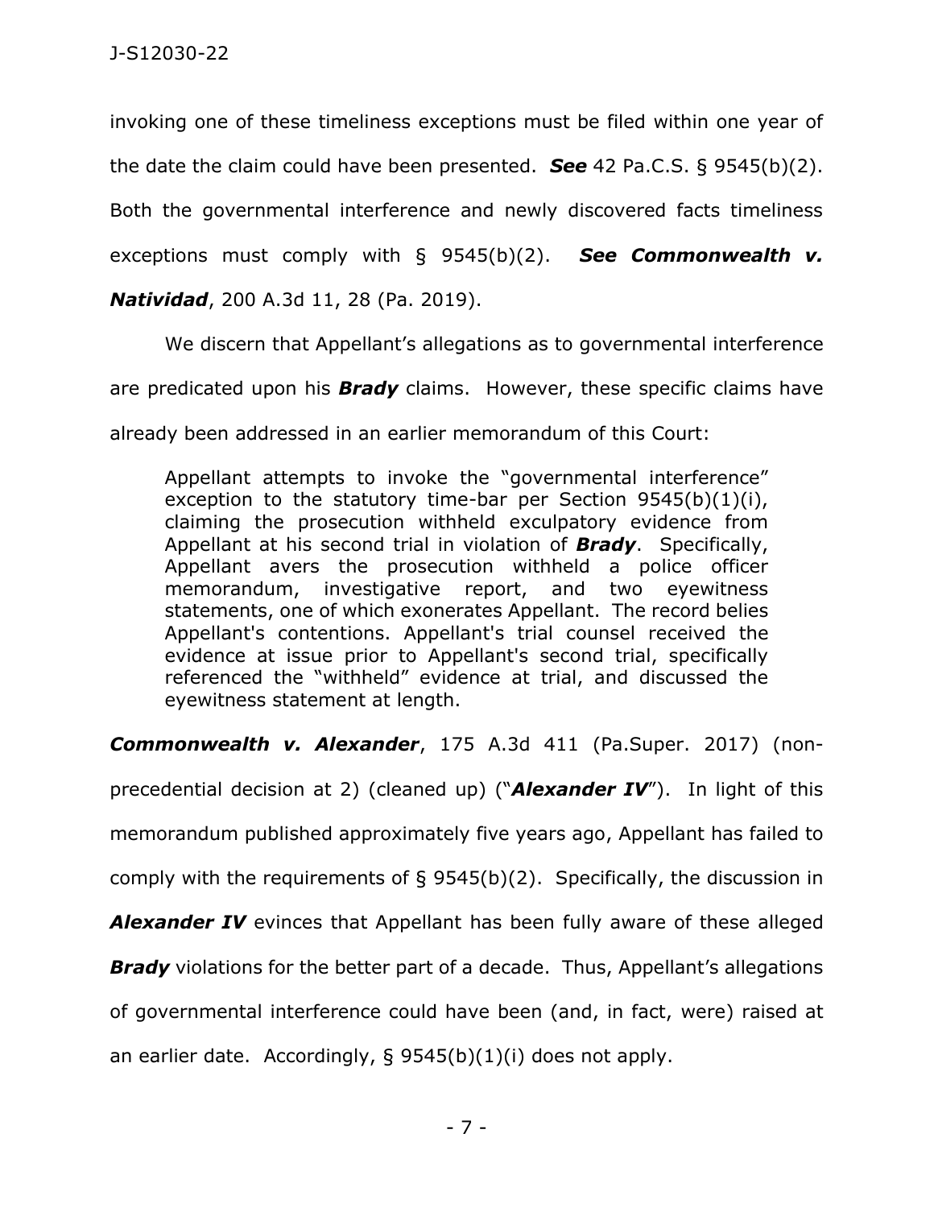invoking one of these timeliness exceptions must be filed within one year of the date the claim could have been presented. ***See*** 42 Pa.C.S. § 9545(b)(2). Both the governmental interference and newly discovered facts timeliness exceptions must comply with § 9545(b)(2). ***See Commonwealth v. Natividad***, 200 A.3d 11, 28 (Pa. 2019).

We discern that Appellant's allegations as to governmental interference are predicated upon his ***Brady*** claims. However, these specific claims have already been addressed in an earlier memorandum of this Court:

> Appellant attempts to invoke the "governmental interference" exception to the statutory time-bar per Section 9545(b)(1)(i), claiming the prosecution withheld exculpatory evidence from Appellant at his second trial in violation of ***Brady***. Specifically, Appellant avers the prosecution withheld a police officer memorandum, investigative report, and two eyewitness statements, one of which exonerates Appellant. The record belies Appellant's contentions. Appellant's trial counsel received the evidence at issue prior to Appellant's second trial, specifically referenced the "withheld" evidence at trial, and discussed the eyewitness statement at length.

***Commonwealth v. Alexander***, 175 A.3d 411 (Pa.Super. 2017) (non-precedential decision at 2) (cleaned up) ("***Alexander IV***"). In light of this memorandum published approximately five years ago, Appellant has failed to comply with the requirements of § 9545(b)(2). Specifically, the discussion in ***Alexander IV*** evinces that Appellant has been fully aware of these alleged ***Brady*** violations for the better part of a decade. Thus, Appellant's allegations of governmental interference could have been (and, in fact, were) raised at an earlier date. Accordingly, § 9545(b)(1)(i) does not apply.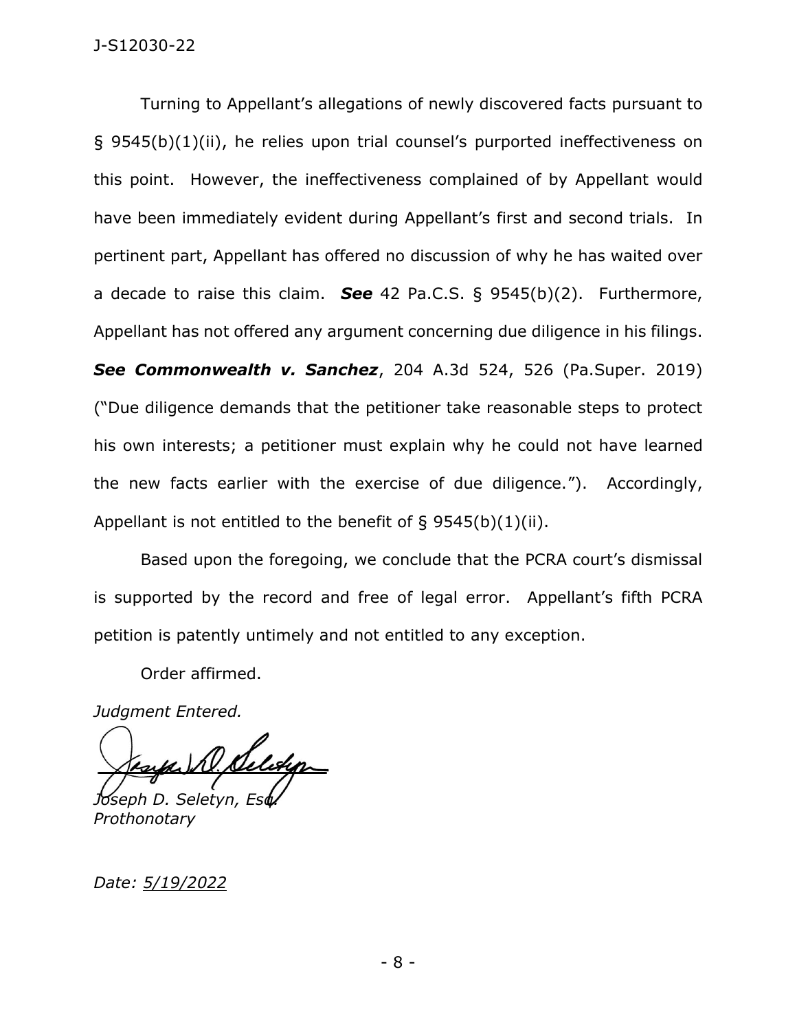Turning to Appellant's allegations of newly discovered facts pursuant to § 9545(b)(1)(ii), he relies upon trial counsel's purported ineffectiveness on this point. However, the ineffectiveness complained of by Appellant would have been immediately evident during Appellant's first and second trials. In pertinent part, Appellant has offered no discussion of why he has waited over a decade to raise this claim. ***See*** 42 Pa.C.S. § 9545(b)(2). Furthermore, Appellant has not offered any argument concerning due diligence in his filings. ***See Commonwealth v. Sanchez***, 204 A.3d 524, 526 (Pa.Super. 2019) ("Due diligence demands that the petitioner take reasonable steps to protect his own interests; a petitioner must explain why he could not have learned the new facts earlier with the exercise of due diligence."). Accordingly, Appellant is not entitled to the benefit of § 9545(b)(1)(ii).

Based upon the foregoing, we conclude that the PCRA court's dismissal is supported by the record and free of legal error. Appellant's fifth PCRA petition is patently untimely and not entitled to any exception.

Order affirmed.

*Judgment Entered.*

*Joseph D. Seletyn, Esq.*
*Prothonotary*

*Date: 5/19/2022*